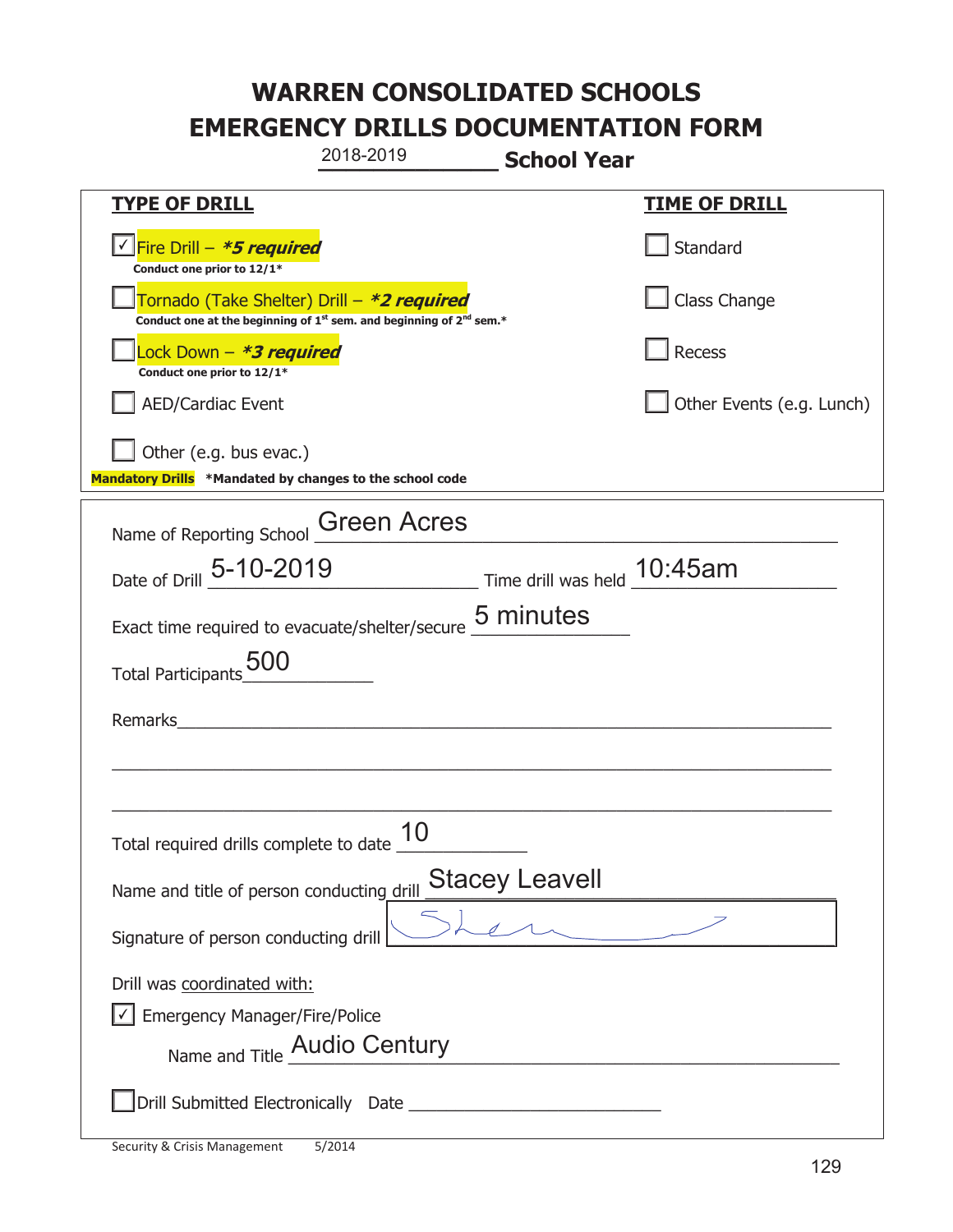# WARREN CONSOLIDATED SCHOOLS
# EMERGENCY DRILLS DOCUMENTATION FORM

2018-2019 **School Year**

| **TYPE OF DRILL** | **TIME OF DRILL** |
|---|---|
| ☑ Fire Drill – ***5 required*** <br> **Conduct one prior to 12/1*** | ☐ Standard |
| ☐ Tornado (Take Shelter) Drill – ***2 required*** <br> **Conduct one at the beginning of 1st sem. and beginning of 2nd sem.*** | ☐ Class Change |
| ☐ Lock Down – ***3 required*** <br> **Conduct one prior to 12/1*** | ☐ Recess |
| ☐ AED/Cardiac Event | ☐ Other Events (e.g. Lunch) |
| ☐ Other (e.g. bus evac.) | |

**Mandatory Drills** ***Mandated by changes to the school code**

Name of Reporting School: Green Acres

Date of Drill: 5-10-2019 Time drill was held: 10:45am

Exact time required to evacuate/shelter/secure: 5 minutes

Total Participants: 500

Remarks: ______________________________________________

Total required drills complete to date: 10

Name and title of person conducting drill: Stacey Leavell

Signature of person conducting drill: [signature]

Drill was coordinated with:

☑ Emergency Manager/Fire/Police

Name and Title: Audio Century

☐ Drill Submitted Electronically Date ______________________

Security & Crisis Management 5/2014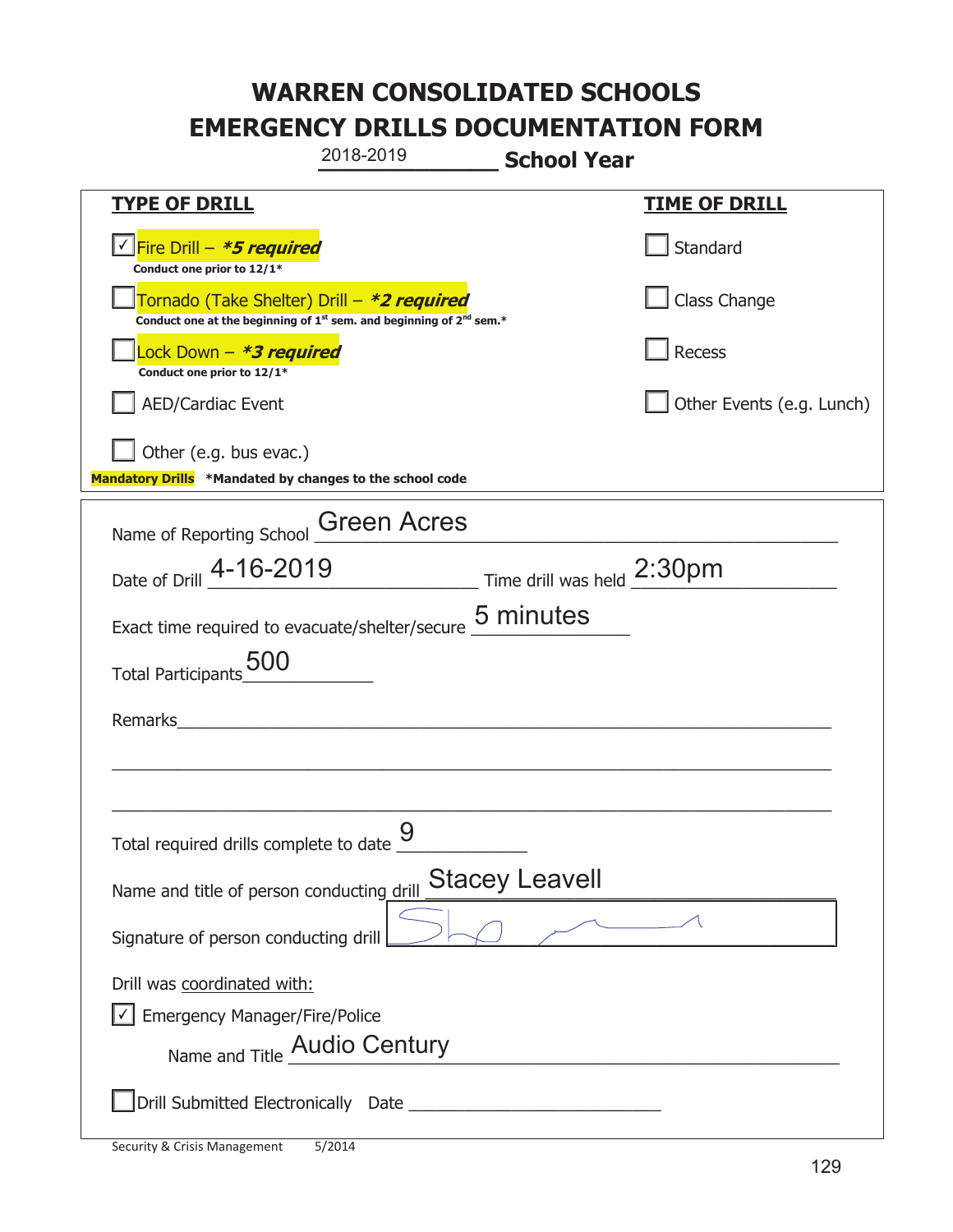# WARREN CONSOLIDATED SCHOOLS
# EMERGENCY DRILLS DOCUMENTATION FORM

2018-2019 **School Year**

| **TYPE OF DRILL** | **TIME OF DRILL** |
|---|---|
| ☑ Fire Drill – ***5 required*** <br> **Conduct one prior to 12/1*** | ☐ Standard |
| ☐ Tornado (Take Shelter) Drill – ***2 required*** <br> **Conduct one at the beginning of 1st sem. and beginning of 2nd sem.*** | ☐ Class Change |
| ☐ Lock Down – ***3 required*** <br> **Conduct one prior to 12/1*** | ☐ Recess |
| ☐ AED/Cardiac Event | ☐ Other Events (e.g. Lunch) |
| ☐ Other (e.g. bus evac.) | |

**Mandatory Drills** ***Mandated by changes to the school code**

Name of Reporting School: Green Acres

Date of Drill: 4-16-2019 Time drill was held: 2:30pm

Exact time required to evacuate/shelter/secure: 5 minutes

Total Participants: 500

Remarks: ______________________________

Total required drills complete to date: 9

Name and title of person conducting drill: Stacey Leavell

Signature of person conducting drill: [signature]

Drill was coordinated with:

☑ Emergency Manager/Fire/Police

Name and Title: Audio Century

☐ Drill Submitted Electronically Date: ______________

Security & Crisis Management 5/2014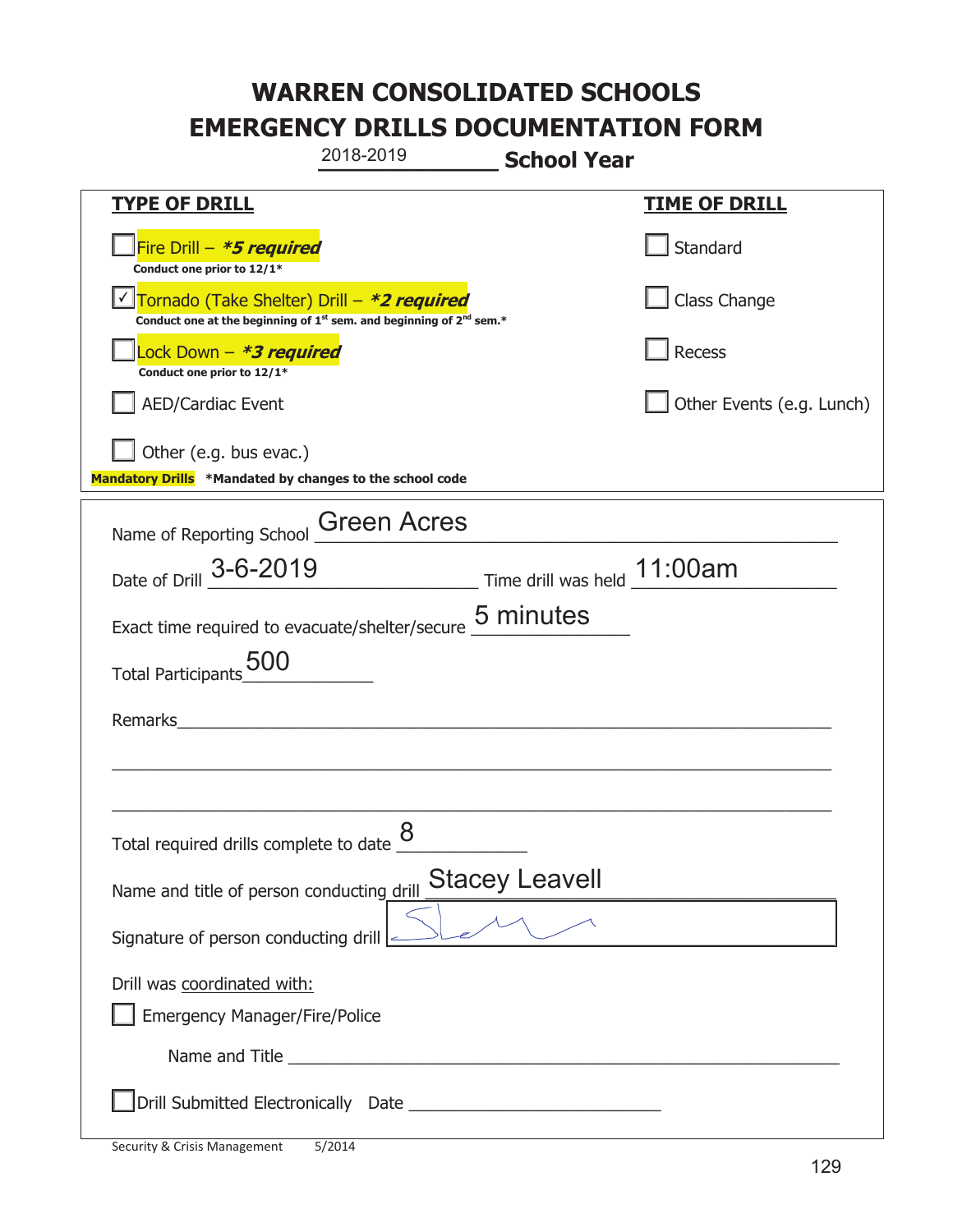# WARREN CONSOLIDATED SCHOOLS
# EMERGENCY DRILLS DOCUMENTATION FORM

2018-2019 **School Year**

| **TYPE OF DRILL** | **TIME OF DRILL** |
|---|---|
| ☐ Fire Drill – ***5 required*** <br> **Conduct one prior to 12/1*** | ☐ Standard |
| ☑ Tornado (Take Shelter) Drill – ***2 required*** <br> **Conduct one at the beginning of 1st sem. and beginning of 2nd sem.*** | ☐ Class Change |
| ☐ Lock Down – ***3 required*** <br> **Conduct one prior to 12/1*** | ☐ Recess |
| ☐ AED/Cardiac Event | ☐ Other Events (e.g. Lunch) |
| ☐ Other (e.g. bus evac.) | |

**Mandatory Drills** ***Mandated by changes to the school code**

Name of Reporting School: Green Acres

Date of Drill: 3-6-2019 Time drill was held: 11:00am

Exact time required to evacuate/shelter/secure: 5 minutes

Total Participants: 500

Remarks: ______________________________

Total required drills complete to date: 8

Name and title of person conducting drill: Stacey Leavell

Signature of person conducting drill: [signature]

Drill was coordinated with:

☐ Emergency Manager/Fire/Police

Name and Title ______________________________

☐ Drill Submitted Electronically Date ______________________________

Security & Crisis Management 5/2014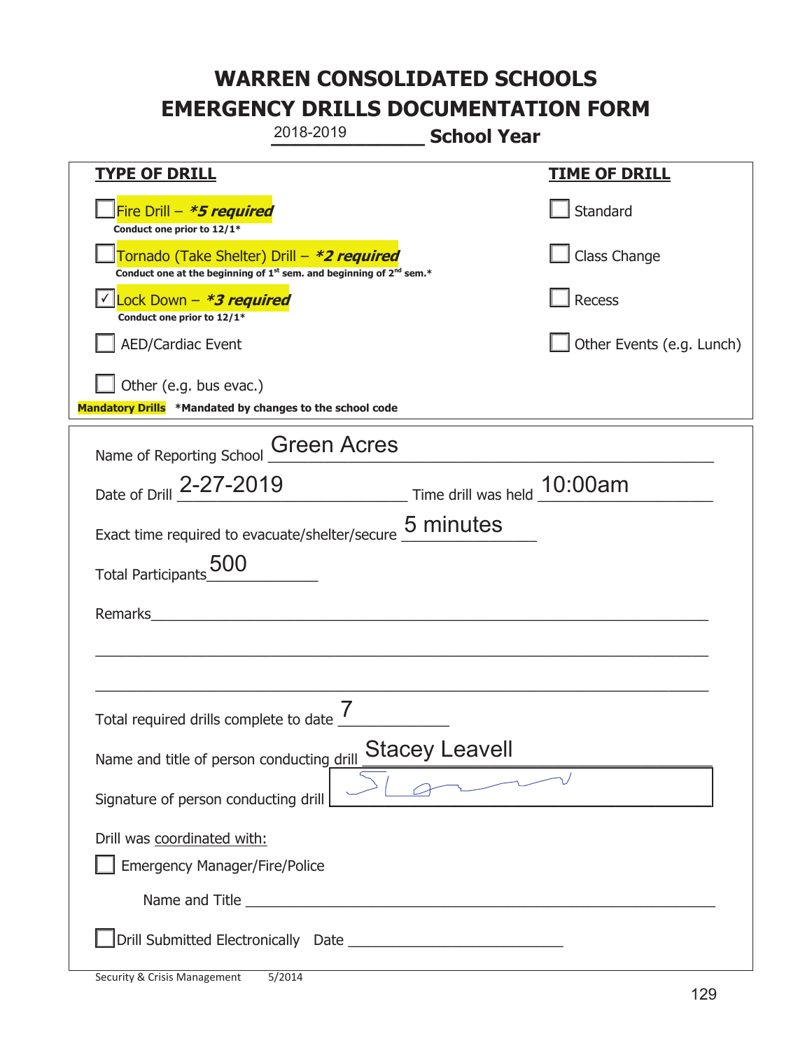# WARREN CONSOLIDATED SCHOOLS
# EMERGENCY DRILLS DOCUMENTATION FORM

2018-2019 **School Year**

| **TYPE OF DRILL** | **TIME OF DRILL** |
| --- | --- |
| ☐ Fire Drill – ***5 required** <br> **Conduct one prior to 12/1*** | ☐ Standard |
| ☐ Tornado (Take Shelter) Drill – ***2 required** <br> **Conduct one at the beginning of 1st sem. and beginning of 2nd sem.*** | ☐ Class Change |
| ☑ Lock Down – ***3 required** <br> **Conduct one prior to 12/1*** | ☐ Recess |
| ☐ AED/Cardiac Event | ☐ Other Events (e.g. Lunch) |
| ☐ Other (e.g. bus evac.) | |

**Mandatory Drills** ***Mandated by changes to the school code**

Name of Reporting School: Green Acres

Date of Drill: 2-27-2019  Time drill was held: 10:00am

Exact time required to evacuate/shelter/secure: 5 minutes

Total Participants: 500

Remarks: ______________________________

Total required drills complete to date: 7

Name and title of person conducting drill: Stacey Leavell

Signature of person conducting drill: [signature]

Drill was coordinated with:

☐ Emergency Manager/Fire/Police

Name and Title ______________________________

☐ Drill Submitted Electronically  Date ______________________________

Security & Crisis Management  5/2014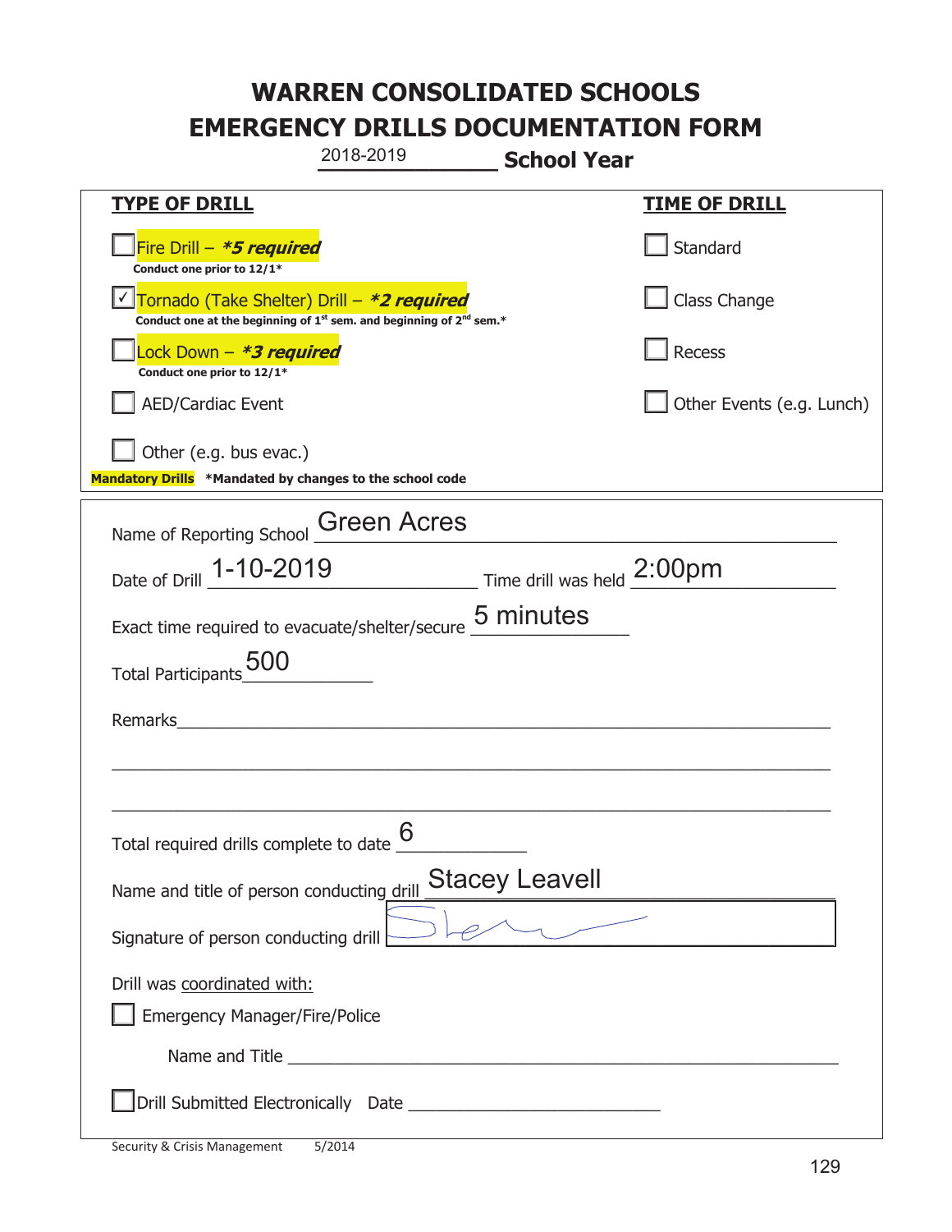# WARREN CONSOLIDATED SCHOOLS
# EMERGENCY DRILLS DOCUMENTATION FORM

2018-2019 **School Year**

| **TYPE OF DRILL** | **TIME OF DRILL** |
|---|---|
| ☐ Fire Drill – ***5 required*** <br> **Conduct one prior to 12/1*** | ☐ Standard |
| ☑ Tornado (Take Shelter) Drill – ***2 required*** <br> **Conduct one at the beginning of 1st sem. and beginning of 2nd sem.*** | ☐ Class Change |
| ☐ Lock Down – ***3 required*** <br> **Conduct one prior to 12/1*** | ☐ Recess |
| ☐ AED/Cardiac Event | ☐ Other Events (e.g. Lunch) |
| ☐ Other (e.g. bus evac.) | |

**Mandatory Drills** **\*Mandated by changes to the school code**

Name of Reporting School: Green Acres

Date of Drill: 1-10-2019 Time drill was held: 2:00pm

Exact time required to evacuate/shelter/secure: 5 minutes

Total Participants: 500

Remarks: ___________________________________________

Total required drills complete to date: 6

Name and title of person conducting drill: Stacey Leavell

Signature of person conducting drill: [signature]

Drill was coordinated with:

☐ Emergency Manager/Fire/Police

Name and Title ___________________________________________

☐ Drill Submitted Electronically Date ____________________

Security & Crisis Management 5/2014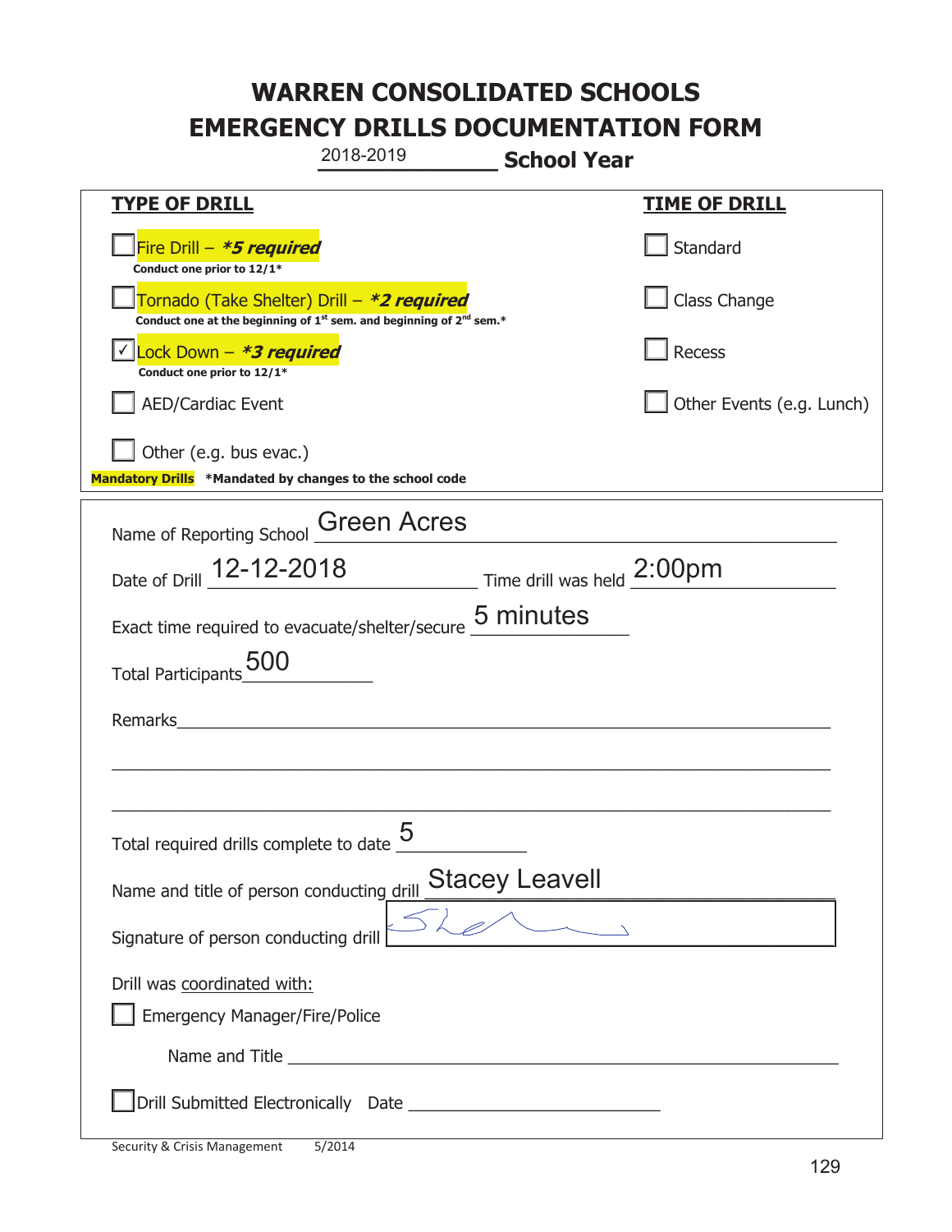# WARREN CONSOLIDATED SCHOOLS
# EMERGENCY DRILLS DOCUMENTATION FORM

2018-2019 **School Year**

| **TYPE OF DRILL** | **TIME OF DRILL** |
|---|---|
| ☐ Fire Drill – ***5 required*** <br> **Conduct one prior to 12/1*** | ☐ Standard |
| ☐ Tornado (Take Shelter) Drill – ***2 required*** <br> **Conduct one at the beginning of 1st sem. and beginning of 2nd sem.*** | ☐ Class Change |
| ☑ Lock Down – ***3 required*** <br> **Conduct one prior to 12/1*** | ☐ Recess |
| ☐ AED/Cardiac Event | ☐ Other Events (e.g. Lunch) |
| ☐ Other (e.g. bus evac.) | |

**Mandatory Drills** **Mandated by changes to the school code*

Name of Reporting School: Green Acres

Date of Drill: 12-12-2018 Time drill was held: 2:00pm

Exact time required to evacuate/shelter/secure: 5 minutes

Total Participants: 500

Remarks: ______________________________

Total required drills complete to date: 5

Name and title of person conducting drill: Stacey Leavell

Signature of person conducting drill: [signature]

Drill was coordinated with:

☐ Emergency Manager/Fire/Police

Name and Title ______________________________

☐ Drill Submitted Electronically Date ______________________________

Security & Crisis Management 5/2014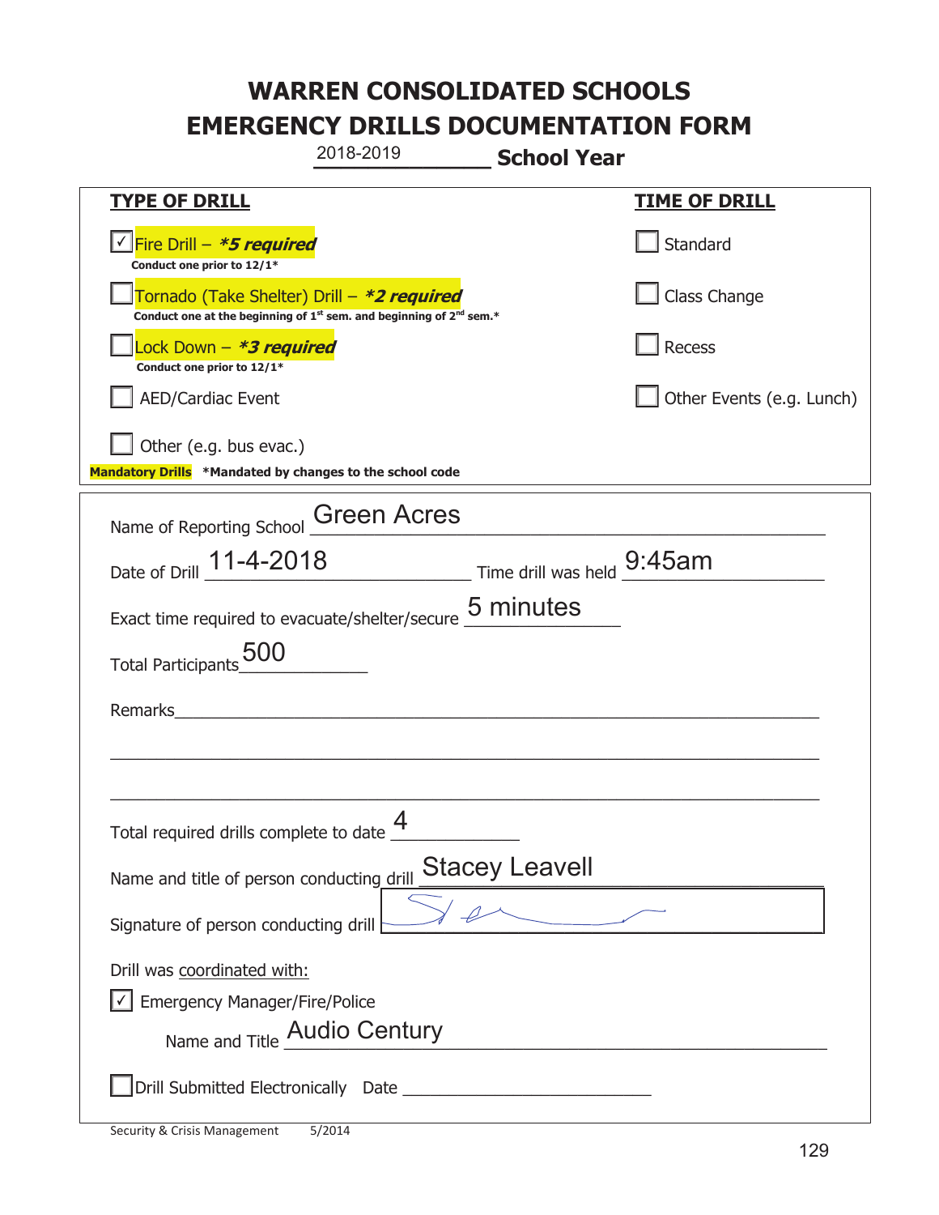# WARREN CONSOLIDATED SCHOOLS
# EMERGENCY DRILLS DOCUMENTATION FORM

2018-2019 **School Year**

| **TYPE OF DRILL** | **TIME OF DRILL** |
|---|---|
| ☑ Fire Drill – ***5 required**<br>**Conduct one prior to 12/1*** | ☐ Standard |
| ☐ Tornado (Take Shelter) Drill – ***2 required**<br>**Conduct one at the beginning of 1st sem. and beginning of 2nd sem.*** | ☐ Class Change |
| ☐ Lock Down – ***3 required**<br>**Conduct one prior to 12/1*** | ☐ Recess |
| ☐ AED/Cardiac Event | ☐ Other Events (e.g. Lunch) |
| ☐ Other (e.g. bus evac.) | |

**Mandatory Drills** ***Mandated by changes to the school code**

Name of Reporting School: Green Acres

Date of Drill: 11-4-2018 Time drill was held: 9:45am

Exact time required to evacuate/shelter/secure: 5 minutes

Total Participants: 500

Remarks: ______________________________

Total required drills complete to date: 4

Name and title of person conducting drill: Stacey Leavell

Signature of person conducting drill: [signature]

Drill was coordinated with:

☑ Emergency Manager/Fire/Police

Name and Title: Audio Century

☐ Drill Submitted Electronically Date ______________

Security & Crisis Management 5/2014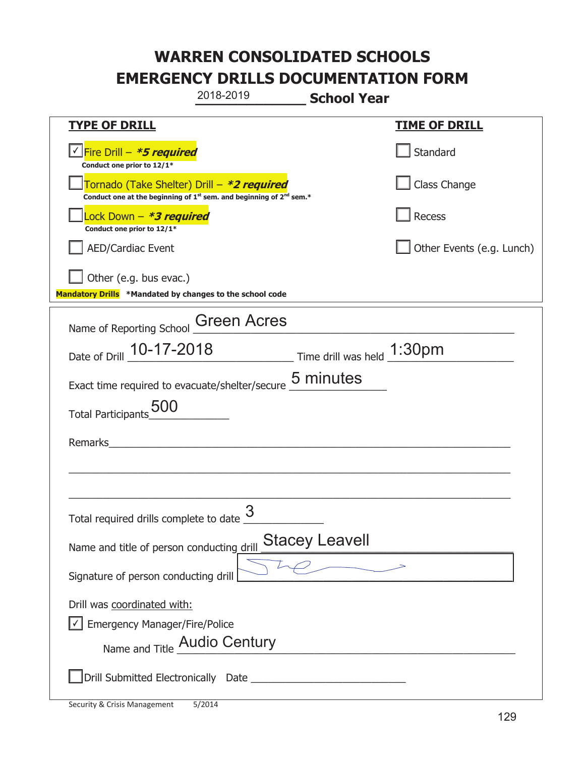# WARREN CONSOLIDATED SCHOOLS
# EMERGENCY DRILLS DOCUMENTATION FORM

2018-2019 **School Year**

| **TYPE OF DRILL** | **TIME OF DRILL** |
|---|---|
| ☑ Fire Drill – ***5 required*** <br> **Conduct one prior to 12/1*** | ☐ Standard |
| ☐ Tornado (Take Shelter) Drill – ***2 required*** <br> **Conduct one at the beginning of 1st sem. and beginning of 2nd sem.*** | ☐ Class Change |
| ☐ Lock Down – ***3 required*** <br> **Conduct one prior to 12/1*** | ☐ Recess |
| ☐ AED/Cardiac Event | ☐ Other Events (e.g. Lunch) |
| ☐ Other (e.g. bus evac.) | |

**Mandatory Drills** ***Mandated by changes to the school code**

Name of Reporting School: Green Acres

Date of Drill: 10-17-2018    Time drill was held: 1:30pm

Exact time required to evacuate/shelter/secure: 5 minutes

Total Participants: 500

Remarks: ______________________________

Total required drills complete to date: 3

Name and title of person conducting drill: Stacey Leavell

Signature of person conducting drill: [signature]

Drill was coordinated with:

☑ Emergency Manager/Fire/Police

Name and Title: Audio Century

☐ Drill Submitted Electronically    Date: ______________

Security & Crisis Management    5/2014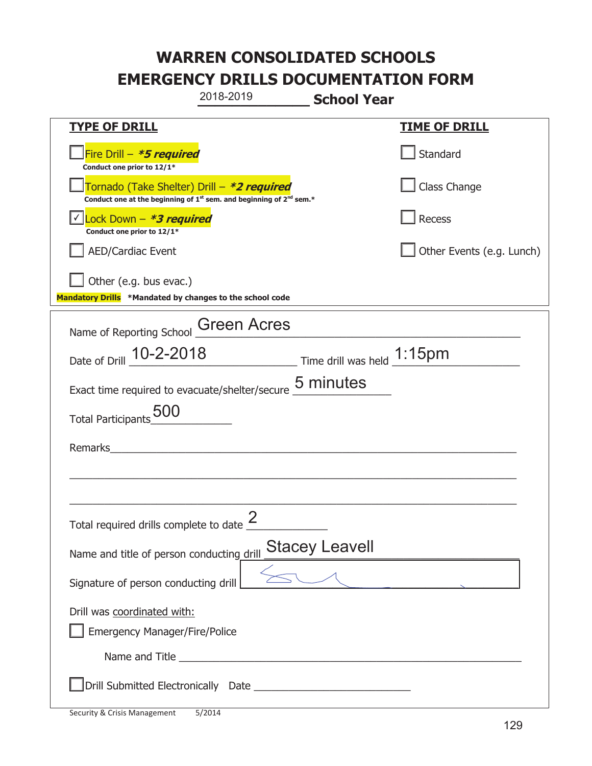# WARREN CONSOLIDATED SCHOOLS
# EMERGENCY DRILLS DOCUMENTATION FORM

2018-2019 **School Year**

| **TYPE OF DRILL** | **TIME OF DRILL** |
|---|---|
| ☐ Fire Drill – ***5 required*** <br> **Conduct one prior to 12/1*** | ☐ Standard |
| ☐ Tornado (Take Shelter) Drill – ***2 required*** <br> **Conduct one at the beginning of 1st sem. and beginning of 2nd sem.*** | ☐ Class Change |
| ☑ Lock Down – ***3 required*** <br> **Conduct one prior to 12/1*** | ☐ Recess |
| ☐ AED/Cardiac Event | ☐ Other Events (e.g. Lunch) |
| ☐ Other (e.g. bus evac.) | |

**Mandatory Drills** ***Mandated by changes to the school code**

Name of Reporting School: Green Acres

Date of Drill: 10-2-2018 Time drill was held: 1:15pm

Exact time required to evacuate/shelter/secure: 5 minutes

Total Participants: 500

Remarks: ______________________________

Total required drills complete to date: 2

Name and title of person conducting drill: Stacey Leavell

Signature of person conducting drill: [signature]

Drill was coordinated with:

☐ Emergency Manager/Fire/Police

Name and Title ______________________________

☐ Drill Submitted Electronically Date ______________________________

Security & Crisis Management 5/2014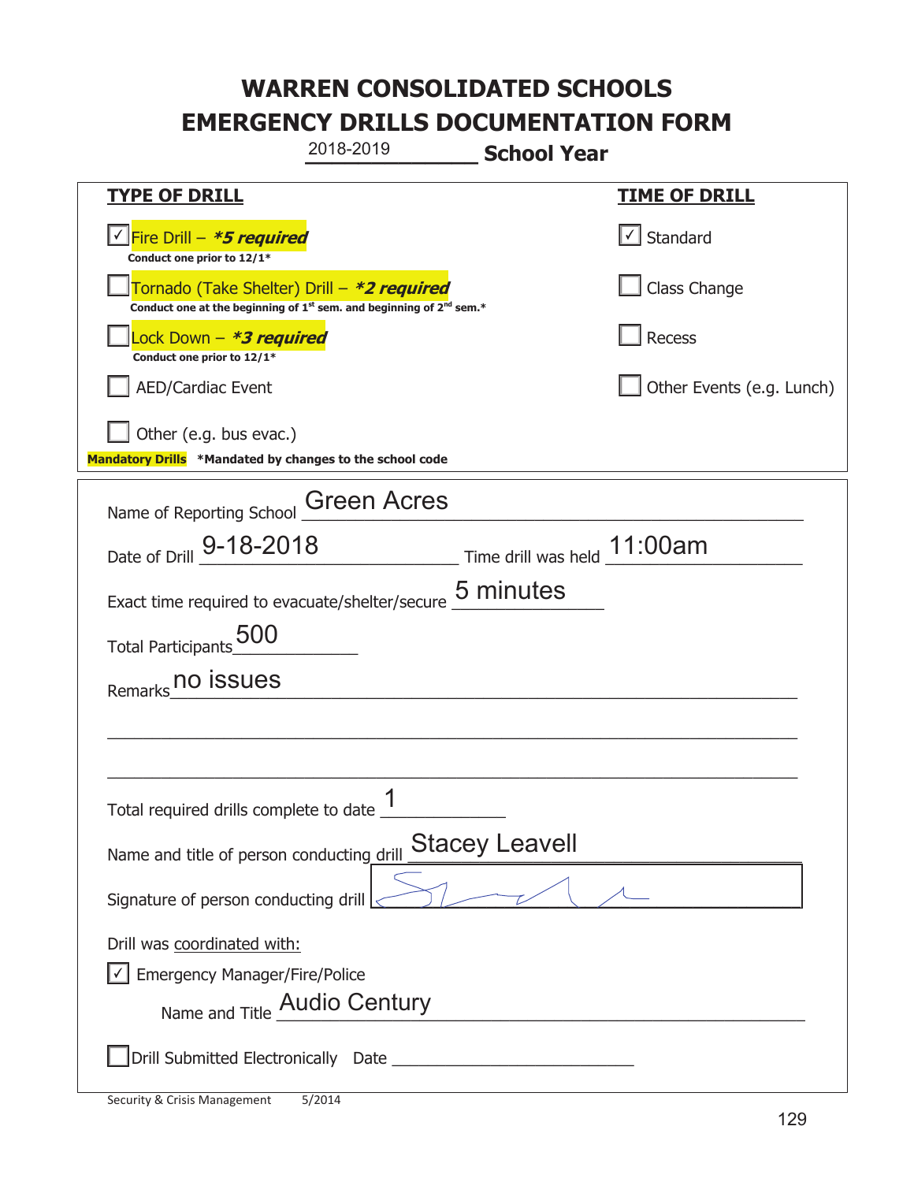# WARREN CONSOLIDATED SCHOOLS
# EMERGENCY DRILLS DOCUMENTATION FORM

2018-2019 **School Year**

| **TYPE OF DRILL** | **TIME OF DRILL** |
|---|---|
| ☑ Fire Drill – ***5 required*** <br> **Conduct one prior to 12/1*** | ☑ Standard |
| ☐ Tornado (Take Shelter) Drill – ***2 required*** <br> **Conduct one at the beginning of 1st sem. and beginning of 2nd sem.*** | ☐ Class Change |
| ☐ Lock Down – ***3 required*** <br> **Conduct one prior to 12/1*** | ☐ Recess |
| ☐ AED/Cardiac Event | ☐ Other Events (e.g. Lunch) |
| ☐ Other (e.g. bus evac.) | |

**Mandatory Drills** **\*Mandated by changes to the school code**

Name of Reporting School: Green Acres

Date of Drill: 9-18-2018 Time drill was held: 11:00am

Exact time required to evacuate/shelter/secure: 5 minutes

Total Participants: 500

Remarks: no issues

Total required drills complete to date: 1

Name and title of person conducting drill: Stacey Leavell

Signature of person conducting drill: [signature]

Drill was coordinated with:

☑ Emergency Manager/Fire/Police

Name and Title: Audio Century

☐ Drill Submitted Electronically Date ______________

Security & Crisis Management 5/2014